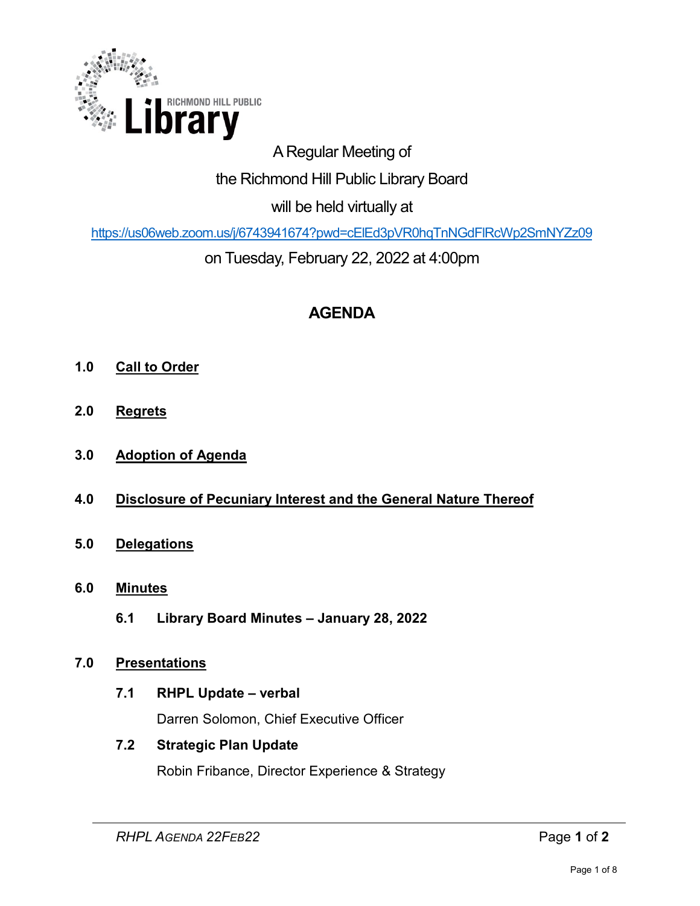RICHMOND HILL PUBLIC

Library

A Regular Meeting of

the Richmond Hill Public Library Board

will be held virtually at

https://us06web.zoom.us/j/6743941674?pwd=cElEd3pVR0hqTnNGdFlRcWp2SmNYZz09

on Tuesday, February 22, 2022 at 4:00pm

# AGENDA

**1.0 Call to Order**

**2.0 Regrets**

**3.0 Adoption of Agenda**

**4.0 Disclosure of Pecuniary Interest and the General Nature Thereof**

**5.0 Delegations**

**6.0 Minutes**

**6.1 Library Board Minutes – January 28, 2022**

**7.0 Presentations**

**7.1 RHPL Update – verbal**

Darren Solomon, Chief Executive Officer

**7.2 Strategic Plan Update**

Robin Fribance, Director Experience & Strategy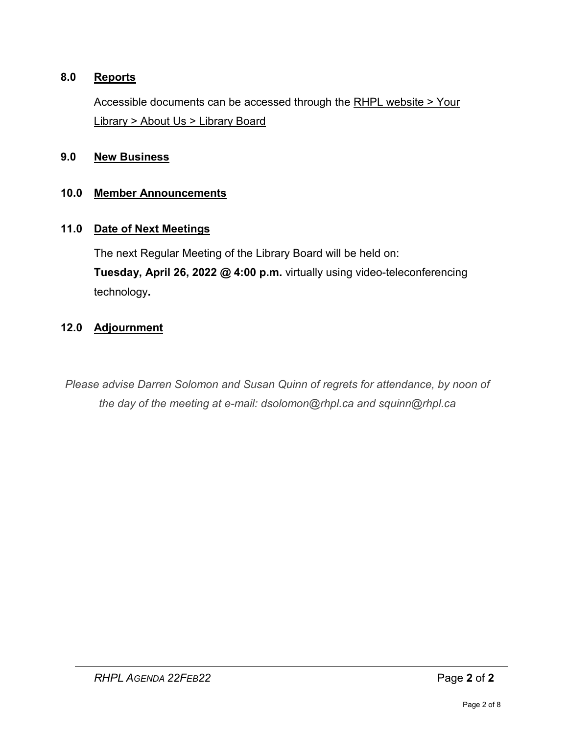## 8.0 Reports

Accessible documents can be accessed through the RHPL website > Your Library > About Us > Library Board

## 9.0 New Business

## 10.0 Member Announcements

## 11.0 Date of Next Meetings

The next Regular Meeting of the Library Board will be held on:
**Tuesday, April 26, 2022 @ 4:00 p.m.** virtually using video-teleconferencing technology**.**

## 12.0 Adjournment

*Please advise Darren Solomon and Susan Quinn of regrets for attendance, by noon of the day of the meeting at e-mail: dsolomon@rhpl.ca and squinn@rhpl.ca*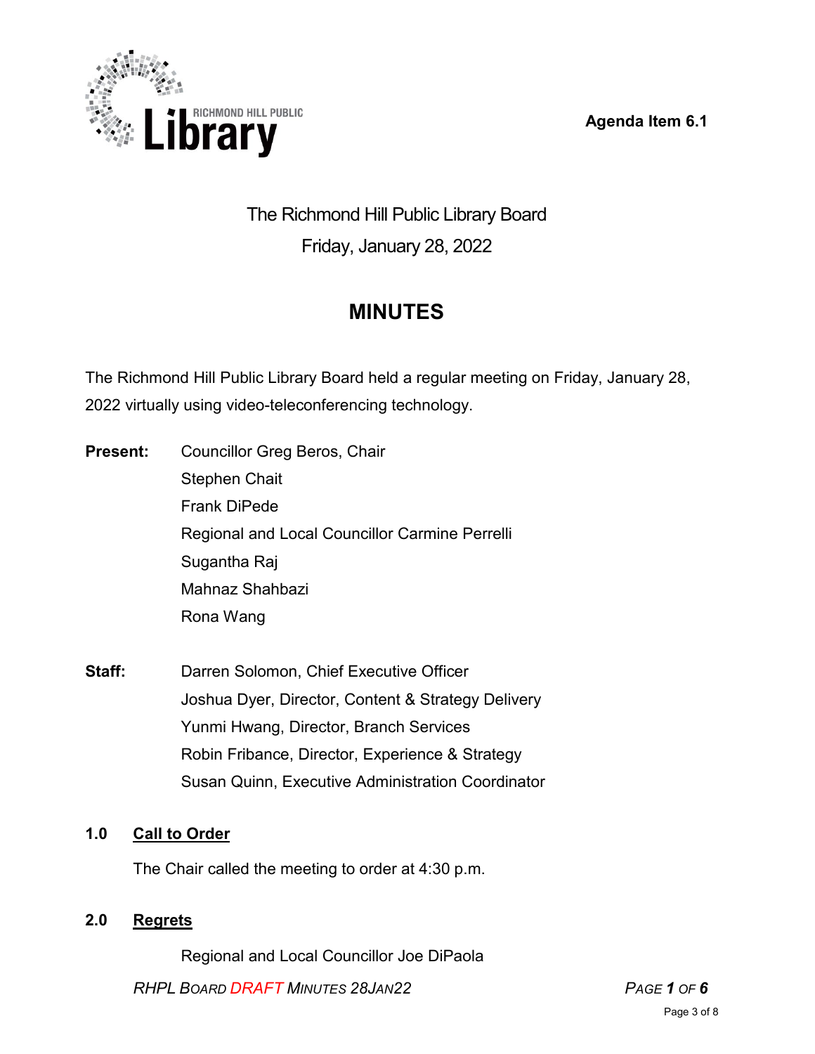Agenda Item 6.1

# The Richmond Hill Public Library Board

Friday, January 28, 2022

## MINUTES

The Richmond Hill Public Library Board held a regular meeting on Friday, January 28, 2022 virtually using video-teleconferencing technology.

**Present:**

Councillor Greg Beros, Chair
Stephen Chait
Frank DiPede
Regional and Local Councillor Carmine Perrelli
Sugantha Raj
Mahnaz Shahbazi
Rona Wang

**Staff:**

Darren Solomon, Chief Executive Officer
Joshua Dyer, Director, Content & Strategy Delivery
Yunmi Hwang, Director, Branch Services
Robin Fribance, Director, Experience & Strategy
Susan Quinn, Executive Administration Coordinator

### 1.0 Call to Order

The Chair called the meeting to order at 4:30 p.m.

### 2.0 Regrets

Regional and Local Councillor Joe DiPaola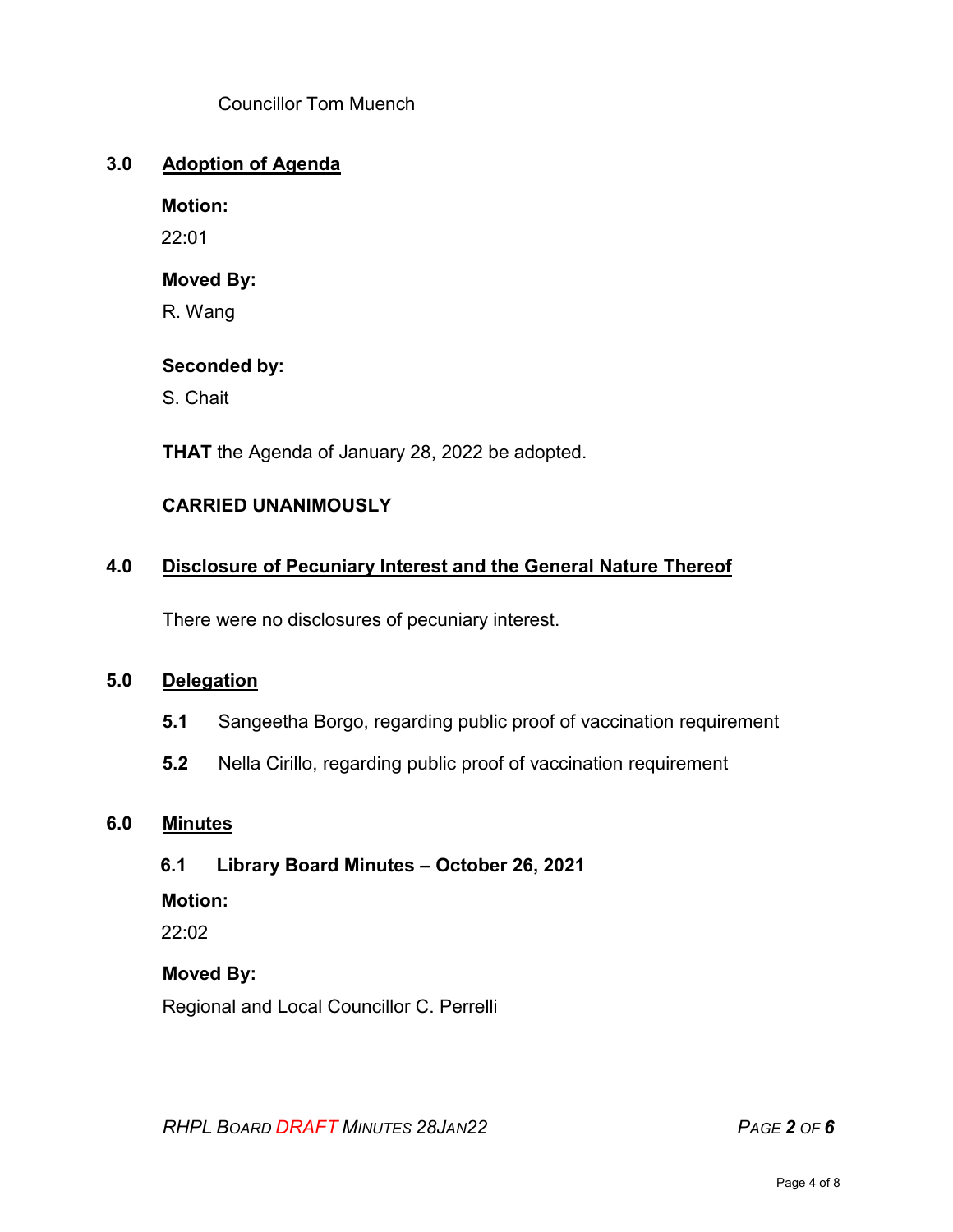Councillor Tom Muench

## 3.0 Adoption of Agenda

**Motion:**

22:01

**Moved By:**

R. Wang

**Seconded by:**

S. Chait

**THAT** the Agenda of January 28, 2022 be adopted.

**CARRIED UNANIMOUSLY**

## 4.0 Disclosure of Pecuniary Interest and the General Nature Thereof

There were no disclosures of pecuniary interest.

## 5.0 Delegation

**5.1** Sangeetha Borgo, regarding public proof of vaccination requirement

**5.2** Nella Cirillo, regarding public proof of vaccination requirement

## 6.0 Minutes

### 6.1 Library Board Minutes – October 26, 2021

**Motion:**

22:02

**Moved By:**

Regional and Local Councillor C. Perrelli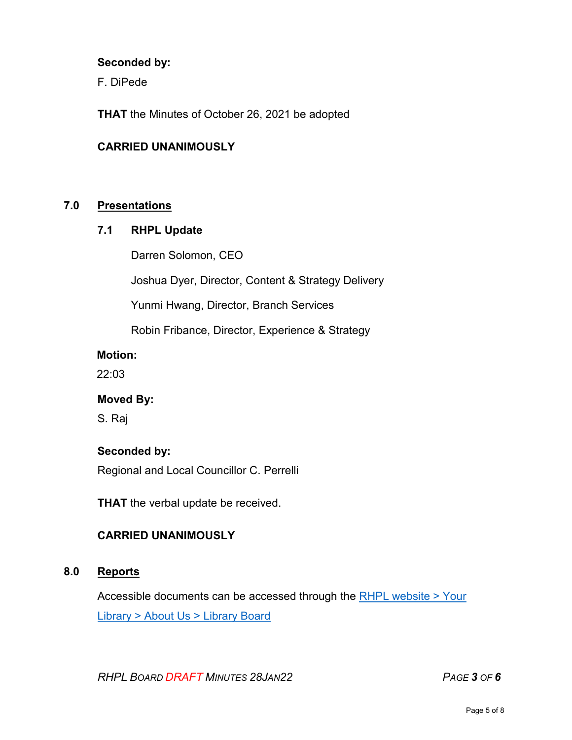**Seconded by:**

F. DiPede

**THAT** the Minutes of October 26, 2021 be adopted

**CARRIED UNANIMOUSLY**

## 7.0 Presentations

### 7.1 RHPL Update

Darren Solomon, CEO

Joshua Dyer, Director, Content & Strategy Delivery

Yunmi Hwang, Director, Branch Services

Robin Fribance, Director, Experience & Strategy

**Motion:**

22:03

**Moved By:**

S. Raj

**Seconded by:**

Regional and Local Councillor C. Perrelli

**THAT** the verbal update be received.

**CARRIED UNANIMOUSLY**

## 8.0 Reports

Accessible documents can be accessed through the [RHPL website > Your Library > About Us > Library Board]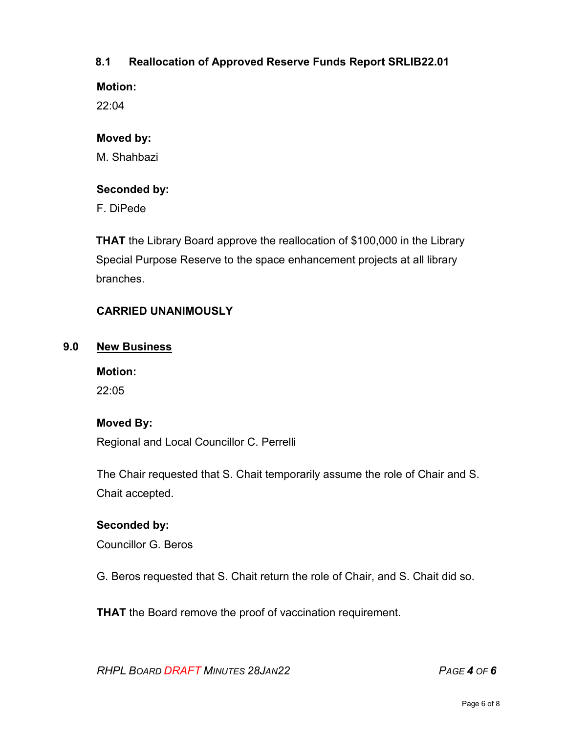### 8.1 Reallocation of Approved Reserve Funds Report SRLIB22.01

**Motion:**

22:04

**Moved by:**

M. Shahbazi

**Seconded by:**

F. DiPede

**THAT** the Library Board approve the reallocation of $100,000 in the Library Special Purpose Reserve to the space enhancement projects at all library branches.

**CARRIED UNANIMOUSLY**

## 9.0 New Business

**Motion:**

22:05

**Moved By:**

Regional and Local Councillor C. Perrelli

The Chair requested that S. Chait temporarily assume the role of Chair and S. Chait accepted.

**Seconded by:**

Councillor G. Beros

G. Beros requested that S. Chait return the role of Chair, and S. Chait did so.

**THAT** the Board remove the proof of vaccination requirement.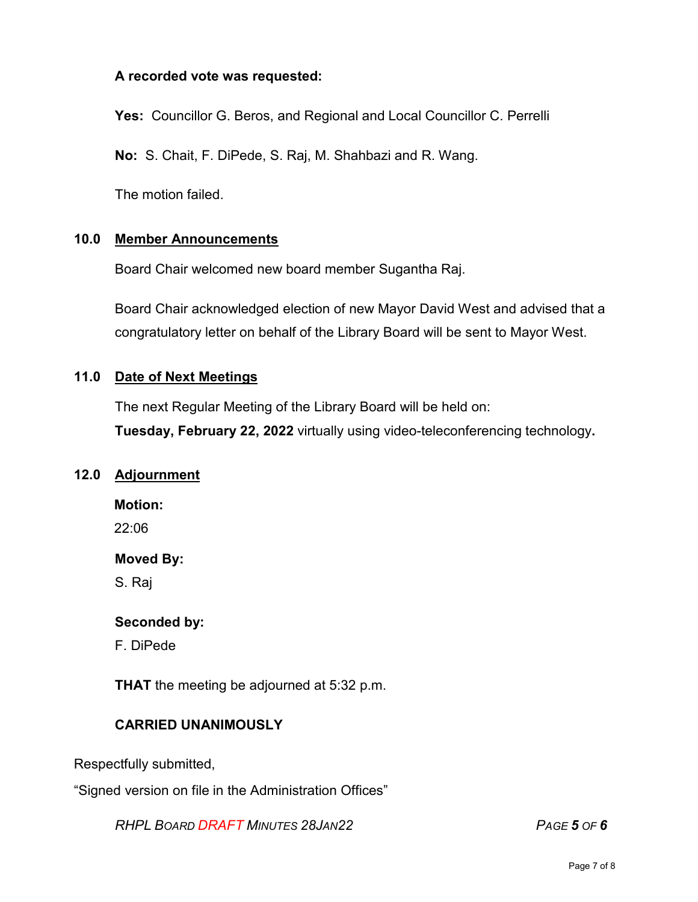**A recorded vote was requested:**

**Yes:** Councillor G. Beros, and Regional and Local Councillor C. Perrelli

**No:** S. Chait, F. DiPede, S. Raj, M. Shahbazi and R. Wang.

The motion failed.

## 10.0 Member Announcements

Board Chair welcomed new board member Sugantha Raj.

Board Chair acknowledged election of new Mayor David West and advised that a congratulatory letter on behalf of the Library Board will be sent to Mayor West.

## 11.0 Date of Next Meetings

The next Regular Meeting of the Library Board will be held on:
**Tuesday, February 22, 2022** virtually using video-teleconferencing technology**.**

## 12.0 Adjournment

**Motion:**

22:06

**Moved By:**

S. Raj

**Seconded by:**

F. DiPede

**THAT** the meeting be adjourned at 5:32 p.m.

**CARRIED UNANIMOUSLY**

Respectfully submitted,

"Signed version on file in the Administration Offices"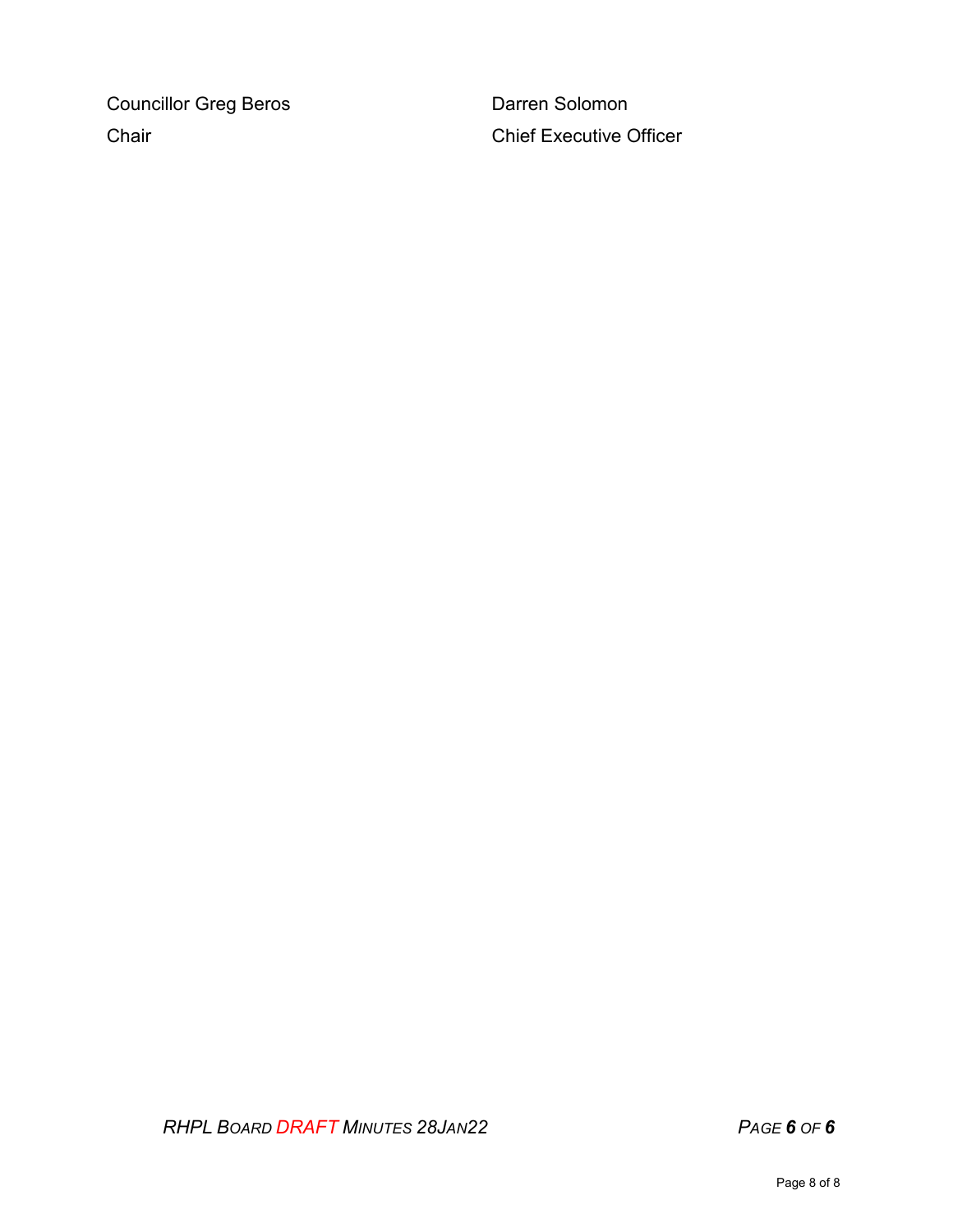| | |
|---|---|
| Councillor Greg Beros | Darren Solomon |
| Chair | Chief Executive Officer |